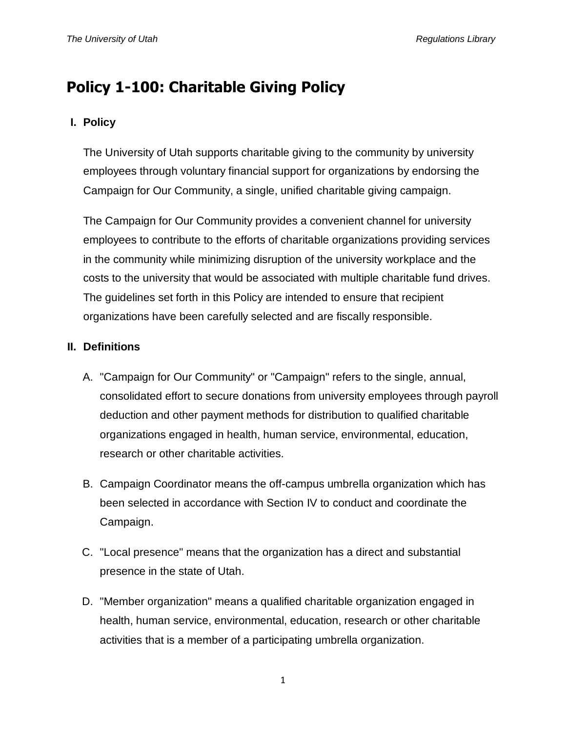# Policy 1-100: Charitable Giving Policy

## I. Policy

The University of Utah supports charitable giving to the community by university employees through voluntary financial support for organizations by endorsing the Campaign for Our Community, a single, unified charitable giving campaign.

The Campaign for Our Community provides a convenient channel for university employees to contribute to the efforts of charitable organizations providing services in the community while minimizing disruption of the university workplace and the costs to the university that would be associated with multiple charitable fund drives. The guidelines set forth in this Policy are intended to ensure that recipient organizations have been carefully selected and are fiscally responsible.

## II. Definitions

A. "Campaign for Our Community" or "Campaign" refers to the single, annual, consolidated effort to secure donations from university employees through payroll deduction and other payment methods for distribution to qualified charitable organizations engaged in health, human service, environmental, education, research or other charitable activities.

B. Campaign Coordinator means the off-campus umbrella organization which has been selected in accordance with Section IV to conduct and coordinate the Campaign.

C. "Local presence" means that the organization has a direct and substantial presence in the state of Utah.

D. "Member organization" means a qualified charitable organization engaged in health, human service, environmental, education, research or other charitable activities that is a member of a participating umbrella organization.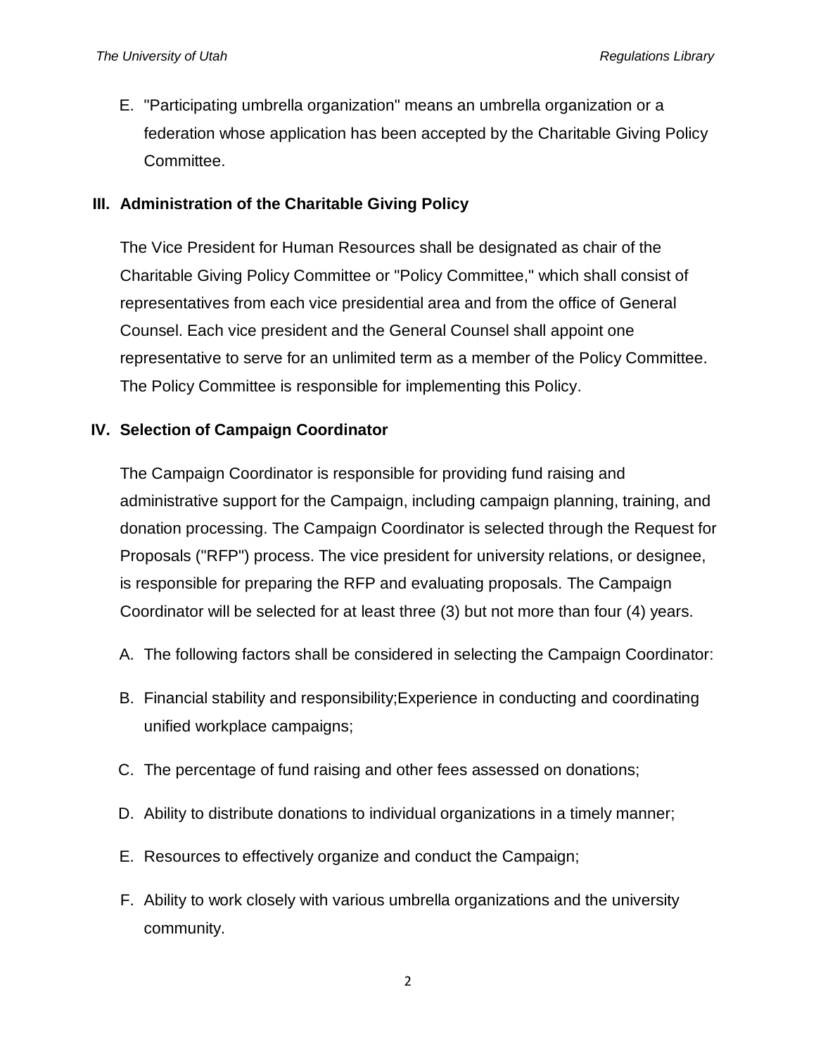E. "Participating umbrella organization" means an umbrella organization or a federation whose application has been accepted by the Charitable Giving Policy Committee.

## III. Administration of the Charitable Giving Policy

The Vice President for Human Resources shall be designated as chair of the Charitable Giving Policy Committee or "Policy Committee," which shall consist of representatives from each vice presidential area and from the office of General Counsel. Each vice president and the General Counsel shall appoint one representative to serve for an unlimited term as a member of the Policy Committee. The Policy Committee is responsible for implementing this Policy.

## IV. Selection of Campaign Coordinator

The Campaign Coordinator is responsible for providing fund raising and administrative support for the Campaign, including campaign planning, training, and donation processing. The Campaign Coordinator is selected through the Request for Proposals ("RFP") process. The vice president for university relations, or designee, is responsible for preparing the RFP and evaluating proposals. The Campaign Coordinator will be selected for at least three (3) but not more than four (4) years.

A. The following factors shall be considered in selecting the Campaign Coordinator:

B. Financial stability and responsibility;Experience in conducting and coordinating unified workplace campaigns;

C. The percentage of fund raising and other fees assessed on donations;

D. Ability to distribute donations to individual organizations in a timely manner;

E. Resources to effectively organize and conduct the Campaign;

F. Ability to work closely with various umbrella organizations and the university community.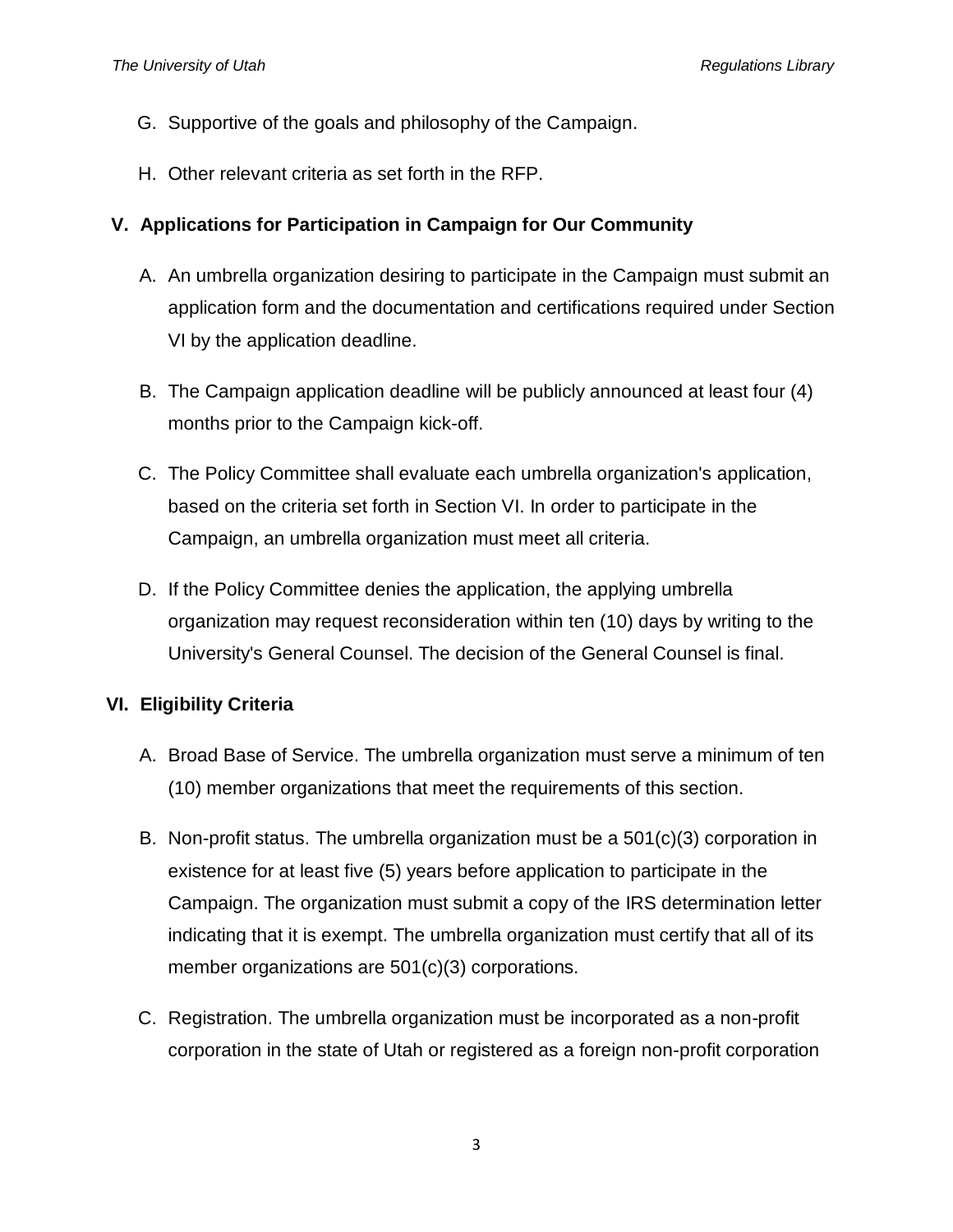G. Supportive of the goals and philosophy of the Campaign.

H. Other relevant criteria as set forth in the RFP.

## V. Applications for Participation in Campaign for Our Community

A. An umbrella organization desiring to participate in the Campaign must submit an application form and the documentation and certifications required under Section VI by the application deadline.

B. The Campaign application deadline will be publicly announced at least four (4) months prior to the Campaign kick-off.

C. The Policy Committee shall evaluate each umbrella organization's application, based on the criteria set forth in Section VI. In order to participate in the Campaign, an umbrella organization must meet all criteria.

D. If the Policy Committee denies the application, the applying umbrella organization may request reconsideration within ten (10) days by writing to the University's General Counsel. The decision of the General Counsel is final.

## VI. Eligibility Criteria

A. Broad Base of Service. The umbrella organization must serve a minimum of ten (10) member organizations that meet the requirements of this section.

B. Non-profit status. The umbrella organization must be a 501(c)(3) corporation in existence for at least five (5) years before application to participate in the Campaign. The organization must submit a copy of the IRS determination letter indicating that it is exempt. The umbrella organization must certify that all of its member organizations are 501(c)(3) corporations.

C. Registration. The umbrella organization must be incorporated as a non-profit corporation in the state of Utah or registered as a foreign non-profit corporation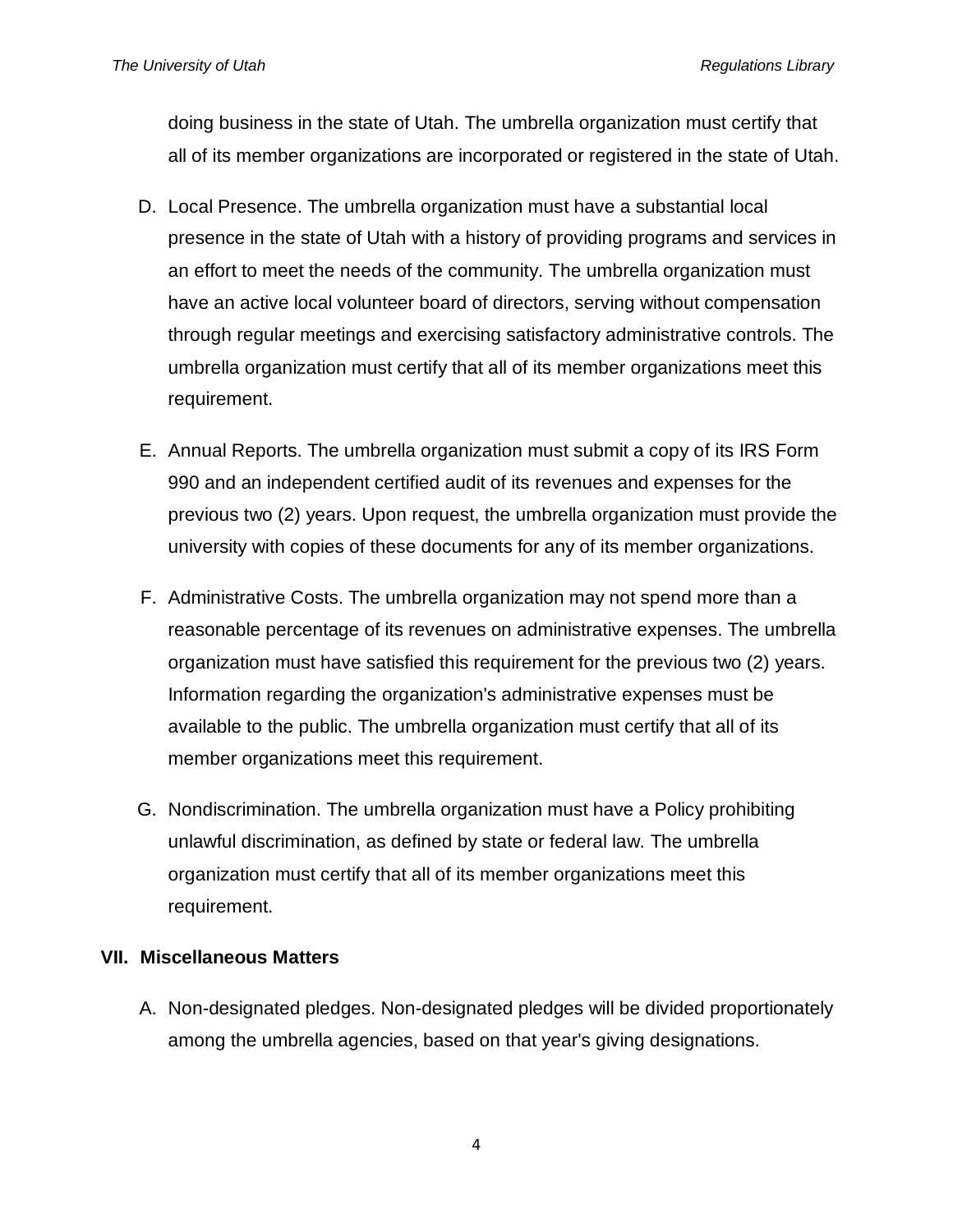doing business in the state of Utah. The umbrella organization must certify that all of its member organizations are incorporated or registered in the state of Utah.

D. Local Presence. The umbrella organization must have a substantial local presence in the state of Utah with a history of providing programs and services in an effort to meet the needs of the community. The umbrella organization must have an active local volunteer board of directors, serving without compensation through regular meetings and exercising satisfactory administrative controls. The umbrella organization must certify that all of its member organizations meet this requirement.

E. Annual Reports. The umbrella organization must submit a copy of its IRS Form 990 and an independent certified audit of its revenues and expenses for the previous two (2) years. Upon request, the umbrella organization must provide the university with copies of these documents for any of its member organizations.

F. Administrative Costs. The umbrella organization may not spend more than a reasonable percentage of its revenues on administrative expenses. The umbrella organization must have satisfied this requirement for the previous two (2) years. Information regarding the organization's administrative expenses must be available to the public. The umbrella organization must certify that all of its member organizations meet this requirement.

G. Nondiscrimination. The umbrella organization must have a Policy prohibiting unlawful discrimination, as defined by state or federal law. The umbrella organization must certify that all of its member organizations meet this requirement.

## VII. Miscellaneous Matters

A. Non-designated pledges. Non-designated pledges will be divided proportionately among the umbrella agencies, based on that year's giving designations.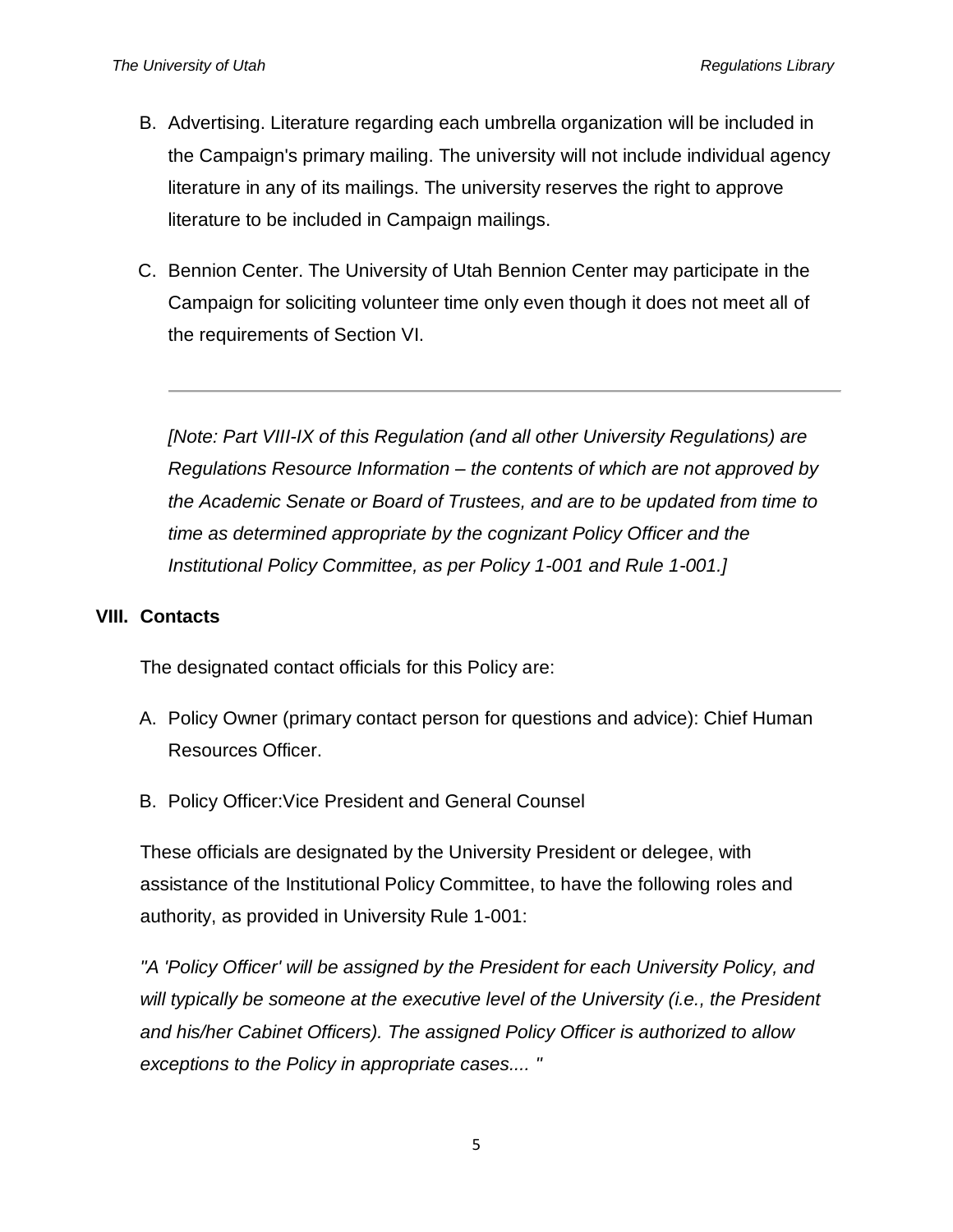B. Advertising. Literature regarding each umbrella organization will be included in the Campaign's primary mailing. The university will not include individual agency literature in any of its mailings. The university reserves the right to approve literature to be included in Campaign mailings.

C. Bennion Center. The University of Utah Bennion Center may participate in the Campaign for soliciting volunteer time only even though it does not meet all of the requirements of Section VI.

---

*[Note: Part VIII-IX of this Regulation (and all other University Regulations) are Regulations Resource Information – the contents of which are not approved by the Academic Senate or Board of Trustees, and are to be updated from time to time as determined appropriate by the cognizant Policy Officer and the Institutional Policy Committee, as per Policy 1-001 and Rule 1-001.]*

## VIII. Contacts

The designated contact officials for this Policy are:

A. Policy Owner (primary contact person for questions and advice): Chief Human Resources Officer.

B. Policy Officer:Vice President and General Counsel

These officials are designated by the University President or delegee, with assistance of the Institutional Policy Committee, to have the following roles and authority, as provided in University Rule 1-001:

*"A 'Policy Officer' will be assigned by the President for each University Policy, and will typically be someone at the executive level of the University (i.e., the President and his/her Cabinet Officers). The assigned Policy Officer is authorized to allow exceptions to the Policy in appropriate cases.... "*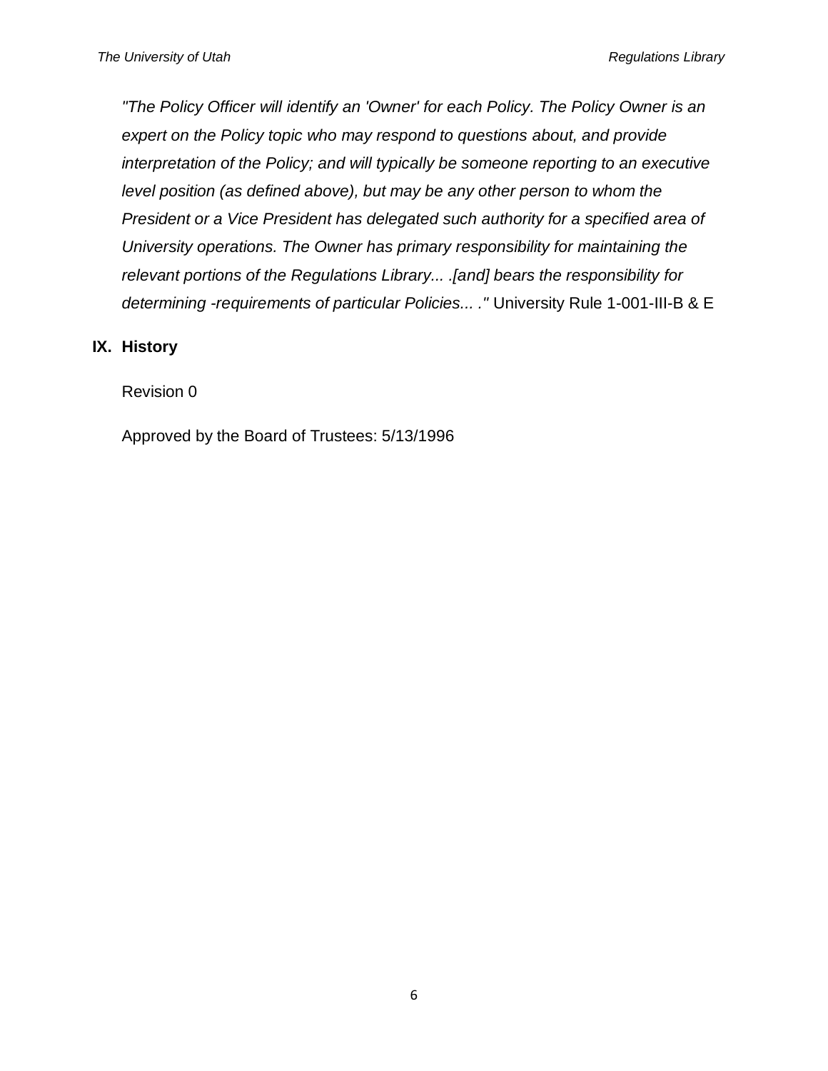*"The Policy Officer will identify an 'Owner' for each Policy. The Policy Owner is an expert on the Policy topic who may respond to questions about, and provide interpretation of the Policy; and will typically be someone reporting to an executive level position (as defined above), but may be any other person to whom the President or a Vice President has delegated such authority for a specified area of University operations. The Owner has primary responsibility for maintaining the relevant portions of the Regulations Library... .[and] bears the responsibility for determining -requirements of particular Policies... ."* University Rule 1-001-III-B & E

## IX. History

Revision 0

Approved by the Board of Trustees: 5/13/1996